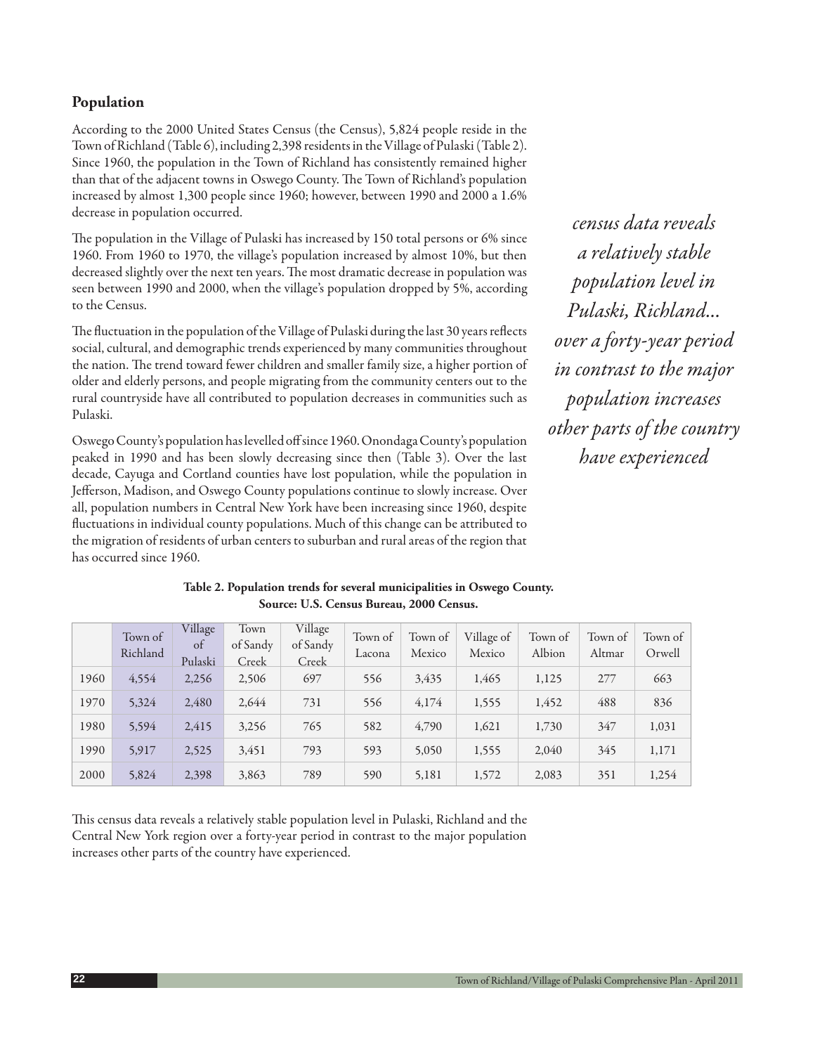## Population

According to the 2000 United States Census (the Census), 5,824 people reside in the Town of Richland (Table 6), including 2,398 residents in the Village of Pulaski (Table 2). Since 1960, the population in the Town of Richland has consistently remained higher than that of the adjacent towns in Oswego County. The Town of Richland's population increased by almost 1,300 people since 1960; however, between 1990 and 2000 a 1.6% decrease in population occurred.

The population in the Village of Pulaski has increased by 150 total persons or 6% since 1960. From 1960 to 1970, the village's population increased by almost 10%, but then decreased slightly over the next ten years. The most dramatic decrease in population was seen between 1990 and 2000, when the village's population dropped by 5%, according to the Census.

The fluctuation in the population of the Village of Pulaski during the last 30 years reflects social, cultural, and demographic trends experienced by many communities throughout the nation. The trend toward fewer children and smaller family size, a higher portion of older and elderly persons, and people migrating from the community centers out to the rural countryside have all contributed to population decreases in communities such as Pulaski.

Oswego County's population has levelled off since 1960. Onondaga County's population peaked in 1990 and has been slowly decreasing since then (Table 3). Over the last decade, Cayuga and Cortland counties have lost population, while the population in Jefferson, Madison, and Oswego County populations continue to slowly increase. Over all, population numbers in Central New York have been increasing since 1960, despite fluctuations in individual county populations. Much of this change can be attributed to the migration of residents of urban centers to suburban and rural areas of the region that has occurred since 1960.

*census data reveals a relatively stable population level in Pulaski, Richland... over a forty-year period in contrast to the major population increases other parts of the country have experienced*

**Table 2. Population trends for several municipalities in Oswego County. Source: U.S. Census Bureau, 2000 Census.**

| | Town of Richland | Village of Pulaski | Town of Sandy Creek | Village of Sandy Creek | Town of Lacona | Town of Mexico | Village of Mexico | Town of Albion | Town of Altmar | Town of Orwell |
|---|---|---|---|---|---|---|---|---|---|---|
| 1960 | 4,554 | 2,256 | 2,506 | 697 | 556 | 3,435 | 1,465 | 1,125 | 277 | 663 |
| 1970 | 5,324 | 2,480 | 2,644 | 731 | 556 | 4,174 | 1,555 | 1,452 | 488 | 836 |
| 1980 | 5,594 | 2,415 | 3,256 | 765 | 582 | 4,790 | 1,621 | 1,730 | 347 | 1,031 |
| 1990 | 5,917 | 2,525 | 3,451 | 793 | 593 | 5,050 | 1,555 | 2,040 | 345 | 1,171 |
| 2000 | 5,824 | 2,398 | 3,863 | 789 | 590 | 5,181 | 1,572 | 2,083 | 351 | 1,254 |

This census data reveals a relatively stable population level in Pulaski, Richland and the Central New York region over a forty-year period in contrast to the major population increases other parts of the country have experienced.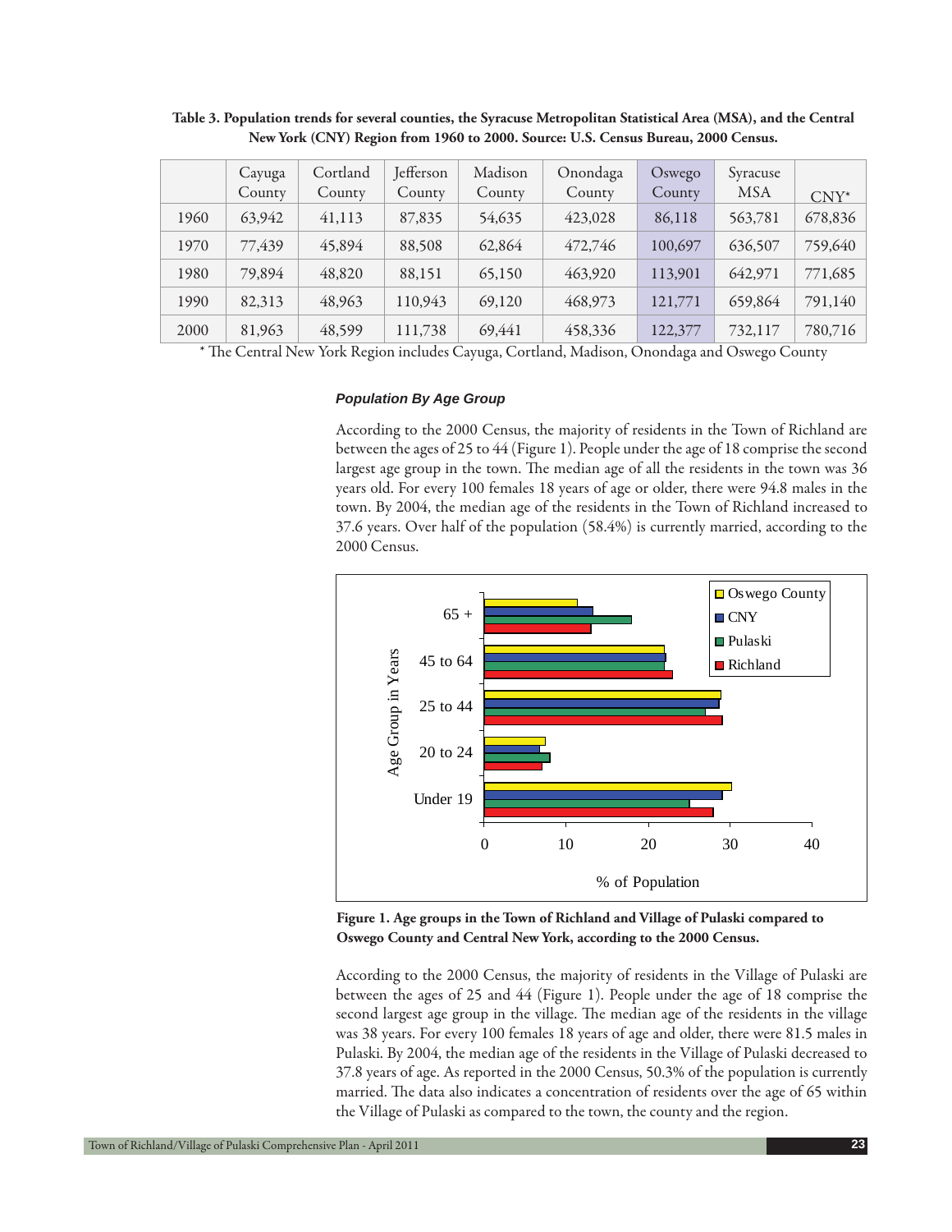**Table 3. Population trends for several counties, the Syracuse Metropolitan Statistical Area (MSA), and the Central New York (CNY) Region from 1960 to 2000. Source: U.S. Census Bureau, 2000 Census.**

| | Cayuga County | Cortland County | Jefferson County | Madison County | Onondaga County | Oswego County | Syracuse MSA | CNY* |
|---|---|---|---|---|---|---|---|---|
| 1960 | 63,942 | 41,113 | 87,835 | 54,635 | 423,028 | 86,118 | 563,781 | 678,836 |
| 1970 | 77,439 | 45,894 | 88,508 | 62,864 | 472,746 | 100,697 | 636,507 | 759,640 |
| 1980 | 79,894 | 48,820 | 88,151 | 65,150 | 463,920 | 113,901 | 642,971 | 771,685 |
| 1990 | 82,313 | 48,963 | 110,943 | 69,120 | 468,973 | 121,771 | 659,864 | 791,140 |
| 2000 | 81,963 | 48,599 | 111,738 | 69,441 | 458,336 | 122,377 | 732,117 | 780,716 |

* The Central New York Region includes Cayuga, Cortland, Madison, Onondaga and Oswego County

#### *Population By Age Group*

According to the 2000 Census, the majority of residents in the Town of Richland are between the ages of 25 to 44 (Figure 1). People under the age of 18 comprise the second largest age group in the town. The median age of all the residents in the town was 36 years old. For every 100 females 18 years of age or older, there were 94.8 males in the town. By 2004, the median age of the residents in the Town of Richland increased to 37.6 years. Over half of the population (58.4%) is currently married, according to the 2000 Census.

**Figure 1. Age groups in the Town of Richland and Village of Pulaski compared to Oswego County and Central New York, according to the 2000 Census.**

According to the 2000 Census, the majority of residents in the Village of Pulaski are between the ages of 25 and 44 (Figure 1). People under the age of 18 comprise the second largest age group in the village. The median age of the residents in the village was 38 years. For every 100 females 18 years of age and older, there were 81.5 males in Pulaski. By 2004, the median age of the residents in the Village of Pulaski decreased to 37.8 years of age. As reported in the 2000 Census, 50.3% of the population is currently married. The data also indicates a concentration of residents over the age of 65 within the Village of Pulaski as compared to the town, the county and the region.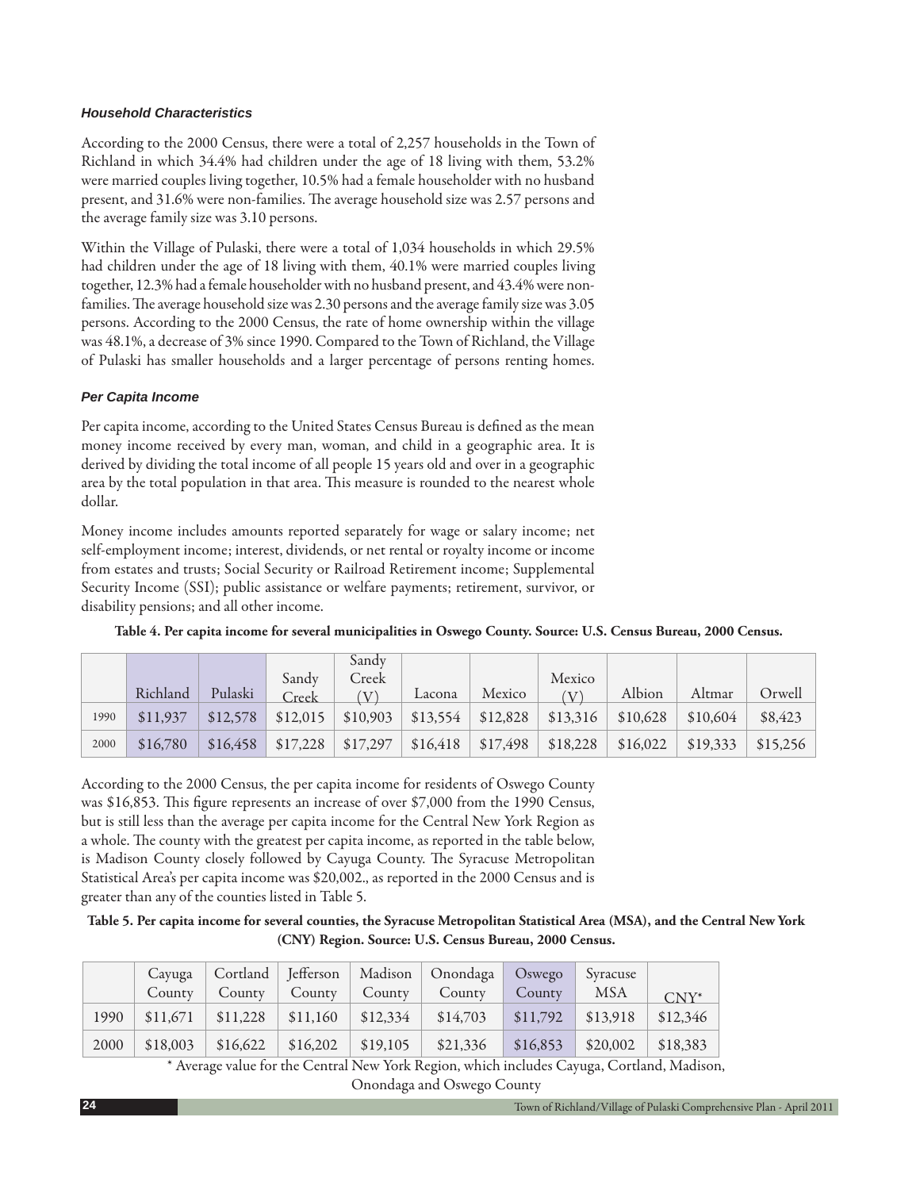### *Household Characteristics*

According to the 2000 Census, there were a total of 2,257 households in the Town of Richland in which 34.4% had children under the age of 18 living with them, 53.2% were married couples living together, 10.5% had a female householder with no husband present, and 31.6% were non-families. The average household size was 2.57 persons and the average family size was 3.10 persons.

Within the Village of Pulaski, there were a total of 1,034 households in which 29.5% had children under the age of 18 living with them, 40.1% were married couples living together, 12.3% had a female householder with no husband present, and 43.4% were non-families. The average household size was 2.30 persons and the average family size was 3.05 persons. According to the 2000 Census, the rate of home ownership within the village was 48.1%, a decrease of 3% since 1990. Compared to the Town of Richland, the Village of Pulaski has smaller households and a larger percentage of persons renting homes.

### *Per Capita Income*

Per capita income, according to the United States Census Bureau is defined as the mean money income received by every man, woman, and child in a geographic area. It is derived by dividing the total income of all people 15 years old and over in a geographic area by the total population in that area. This measure is rounded to the nearest whole dollar.

Money income includes amounts reported separately for wage or salary income; net self-employment income; interest, dividends, or net rental or royalty income or income from estates and trusts; Social Security or Railroad Retirement income; Supplemental Security Income (SSI); public assistance or welfare payments; retirement, survivor, or disability pensions; and all other income.

**Table 4. Per capita income for several municipalities in Oswego County. Source: U.S. Census Bureau, 2000 Census.**

| | Richland | Pulaski | Sandy Creek | Sandy Creek (V) | Lacona | Mexico | Mexico (V) | Albion | Altmar | Orwell |
|---|---|---|---|---|---|---|---|---|---|---|
| 1990 | $11,937 | $12,578 | $12,015 | $10,903 | $13,554 | $12,828 | $13,316 | $10,628 | $10,604 | $8,423 |
| 2000 | $16,780 | $16,458 | $17,228 | $17,297 | $16,418 | $17,498 | $18,228 | $16,022 | $19,333 | $15,256 |

According to the 2000 Census, the per capita income for residents of Oswego County was $16,853. This figure represents an increase of over $7,000 from the 1990 Census, but is still less than the average per capita income for the Central New York Region as a whole. The county with the greatest per capita income, as reported in the table below, is Madison County closely followed by Cayuga County. The Syracuse Metropolitan Statistical Area's per capita income was $20,002., as reported in the 2000 Census and is greater than any of the counties listed in Table 5.

**Table 5. Per capita income for several counties, the Syracuse Metropolitan Statistical Area (MSA), and the Central New York (CNY) Region. Source: U.S. Census Bureau, 2000 Census.**

| | Cayuga County | Cortland County | Jefferson County | Madison County | Onondaga County | Oswego County | Syracuse MSA | CNY* |
|---|---|---|---|---|---|---|---|---|
| 1990 | $11,671 | $11,228 | $11,160 | $12,334 | $14,703 | $11,792 | $13,918 | $12,346 |
| 2000 | $18,003 | $16,622 | $16,202 | $19,105 | $21,336 | $16,853 | $20,002 | $18,383 |

\* Average value for the Central New York Region, which includes Cayuga, Cortland, Madison, Onondaga and Oswego County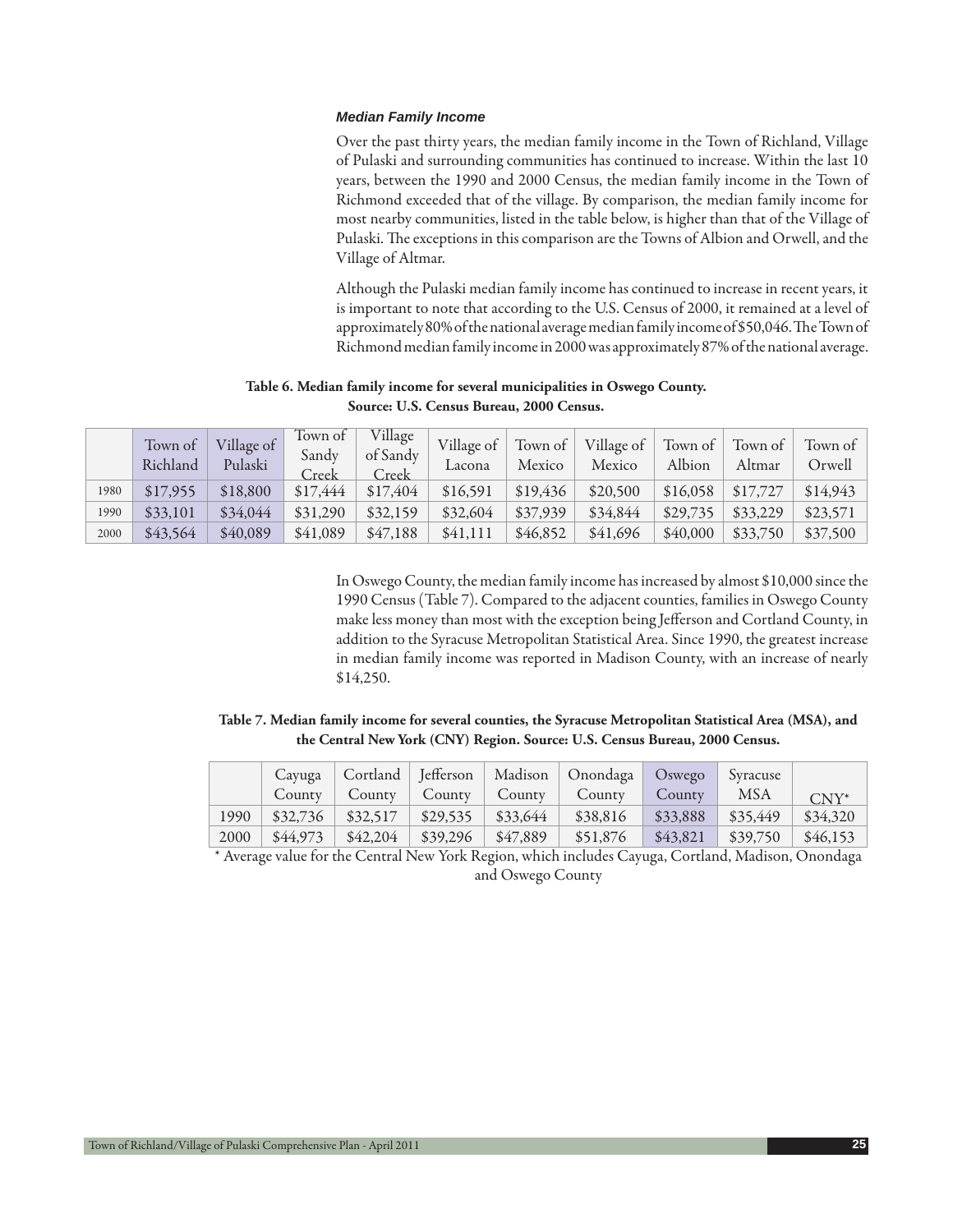### *Median Family Income*

Over the past thirty years, the median family income in the Town of Richland, Village of Pulaski and surrounding communities has continued to increase. Within the last 10 years, between the 1990 and 2000 Census, the median family income in the Town of Richmond exceeded that of the village. By comparison, the median family income for most nearby communities, listed in the table below, is higher than that of the Village of Pulaski. The exceptions in this comparison are the Towns of Albion and Orwell, and the Village of Altmar.

Although the Pulaski median family income has continued to increase in recent years, it is important to note that according to the U.S. Census of 2000, it remained at a level of approximately 80% of the national average median family income of $50,046. The Town of Richmond median family income in 2000 was approximately 87% of the national average.

**Table 6. Median family income for several municipalities in Oswego County. Source: U.S. Census Bureau, 2000 Census.**

| | Town of Richland | Village of Pulaski | Town of Sandy Creek | Village of Sandy Creek | Village of Lacona | Town of Mexico | Village of Mexico | Town of Albion | Town of Altmar | Town of Orwell |
|---|---|---|---|---|---|---|---|---|---|---|
| 1980 | $17,955 | $18,800 | $17,444 | $17,404 | $16,591 | $19,436 | $20,500 | $16,058 | $17,727 | $14,943 |
| 1990 | $33,101 | $34,044 | $31,290 | $32,159 | $32,604 | $37,939 | $34,844 | $29,735 | $33,229 | $23,571 |
| 2000 | $43,564 | $40,089 | $41,089 | $47,188 | $41,111 | $46,852 | $41,696 | $40,000 | $33,750 | $37,500 |

In Oswego County, the median family income has increased by almost $10,000 since the 1990 Census (Table 7). Compared to the adjacent counties, families in Oswego County make less money than most with the exception being Jefferson and Cortland County, in addition to the Syracuse Metropolitan Statistical Area. Since 1990, the greatest increase in median family income was reported in Madison County, with an increase of nearly $14,250.

**Table 7. Median family income for several counties, the Syracuse Metropolitan Statistical Area (MSA), and the Central New York (CNY) Region. Source: U.S. Census Bureau, 2000 Census.**

| | Cayuga County | Cortland County | Jefferson County | Madison County | Onondaga County | Oswego County | Syracuse MSA | CNY* |
|---|---|---|---|---|---|---|---|---|
| 1990 | $32,736 | $32,517 | $29,535 | $33,644 | $38,816 | $33,888 | $35,449 | $34,320 |
| 2000 | $44,973 | $42,204 | $39,296 | $47,889 | $51,876 | $43,821 | $39,750 | $46,153 |

* Average value for the Central New York Region, which includes Cayuga, Cortland, Madison, Onondaga and Oswego County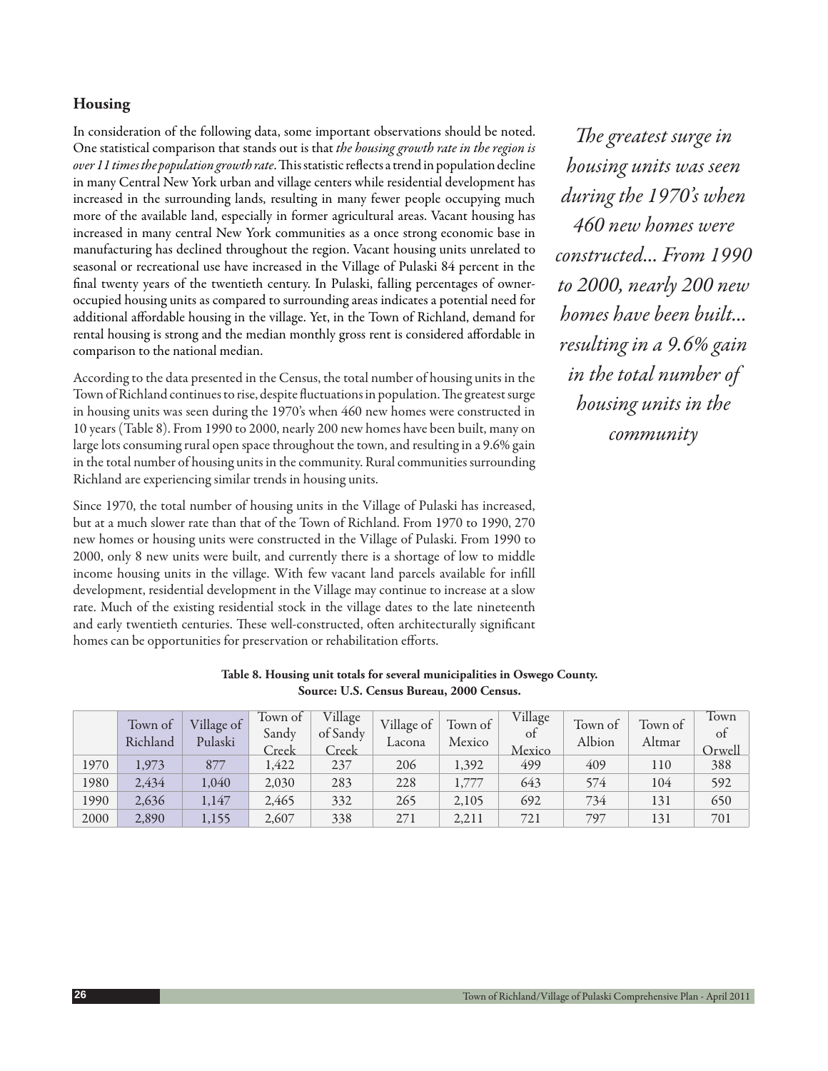## Housing

In consideration of the following data, some important observations should be noted. One statistical comparison that stands out is that *the housing growth rate in the region is over 11 times the population growth rate*. This statistic reflects a trend in population decline in many Central New York urban and village centers while residential development has increased in the surrounding lands, resulting in many fewer people occupying much more of the available land, especially in former agricultural areas. Vacant housing has increased in many central New York communities as a once strong economic base in manufacturing has declined throughout the region. Vacant housing units unrelated to seasonal or recreational use have increased in the Village of Pulaski 84 percent in the final twenty years of the twentieth century. In Pulaski, falling percentages of owner-occupied housing units as compared to surrounding areas indicates a potential need for additional affordable housing in the village. Yet, in the Town of Richland, demand for rental housing is strong and the median monthly gross rent is considered affordable in comparison to the national median.

According to the data presented in the Census, the total number of housing units in the Town of Richland continues to rise, despite fluctuations in population. The greatest surge in housing units was seen during the 1970's when 460 new homes were constructed in 10 years (Table 8). From 1990 to 2000, nearly 200 new homes have been built, many on large lots consuming rural open space throughout the town, and resulting in a 9.6% gain in the total number of housing units in the community. Rural communities surrounding Richland are experiencing similar trends in housing units.

*The greatest surge in housing units was seen during the 1970's when 460 new homes were constructed... From 1990 to 2000, nearly 200 new homes have been built... resulting in a 9.6% gain in the total number of housing units in the community*

Since 1970, the total number of housing units in the Village of Pulaski has increased, but at a much slower rate than that of the Town of Richland. From 1970 to 1990, 270 new homes or housing units were constructed in the Village of Pulaski. From 1990 to 2000, only 8 new units were built, and currently there is a shortage of low to middle income housing units in the village. With few vacant land parcels available for infill development, residential development in the Village may continue to increase at a slow rate. Much of the existing residential stock in the village dates to the late nineteenth and early twentieth centuries. These well-constructed, often architecturally significant homes can be opportunities for preservation or rehabilitation efforts.

**Table 8. Housing unit totals for several municipalities in Oswego County.**
**Source: U.S. Census Bureau, 2000 Census.**

| | Town of Richland | Village of Pulaski | Town of Sandy Creek | Village of Sandy Creek | Village of Lacona | Town of Mexico | Village of Mexico | Town of Albion | Town of Altmar | Town of Orwell |
|---|---|---|---|---|---|---|---|---|---|---|
| 1970 | 1,973 | 877 | 1,422 | 237 | 206 | 1,392 | 499 | 409 | 110 | 388 |
| 1980 | 2,434 | 1,040 | 2,030 | 283 | 228 | 1,777 | 643 | 574 | 104 | 592 |
| 1990 | 2,636 | 1,147 | 2,465 | 332 | 265 | 2,105 | 692 | 734 | 131 | 650 |
| 2000 | 2,890 | 1,155 | 2,607 | 338 | 271 | 2,211 | 721 | 797 | 131 | 701 |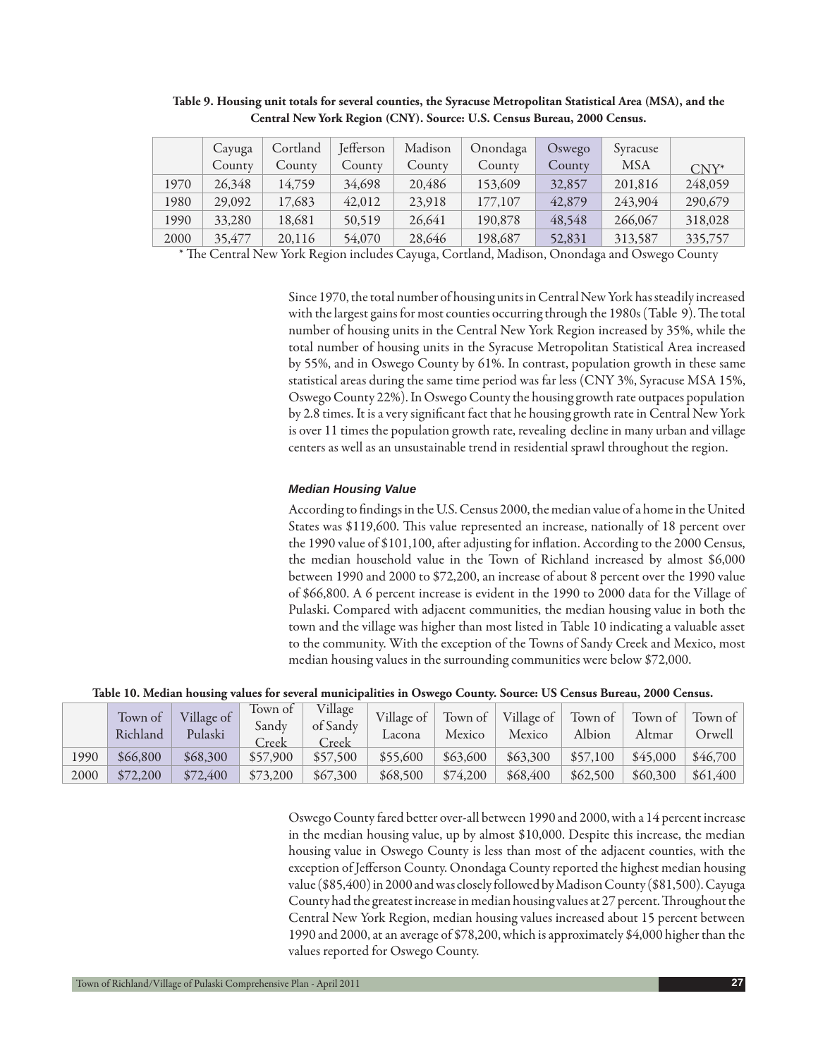**Table 9. Housing unit totals for several counties, the Syracuse Metropolitan Statistical Area (MSA), and the Central New York Region (CNY). Source: U.S. Census Bureau, 2000 Census.**

| | Cayuga County | Cortland County | Jefferson County | Madison County | Onondaga County | Oswego County | Syracuse MSA | CNY* |
|---|---|---|---|---|---|---|---|---|
| 1970 | 26,348 | 14,759 | 34,698 | 20,486 | 153,609 | 32,857 | 201,816 | 248,059 |
| 1980 | 29,092 | 17,683 | 42,012 | 23,918 | 177,107 | 42,879 | 243,904 | 290,679 |
| 1990 | 33,280 | 18,681 | 50,519 | 26,641 | 190,878 | 48,548 | 266,067 | 318,028 |
| 2000 | 35,477 | 20,116 | 54,070 | 28,646 | 198,687 | 52,831 | 313,587 | 335,757 |

* The Central New York Region includes Cayuga, Cortland, Madison, Onondaga and Oswego County

Since 1970, the total number of housing units in Central New York has steadily increased with the largest gains for most counties occurring through the 1980s (Table 9). The total number of housing units in the Central New York Region increased by 35%, while the total number of housing units in the Syracuse Metropolitan Statistical Area increased by 55%, and in Oswego County by 61%. In contrast, population growth in these same statistical areas during the same time period was far less (CNY 3%, Syracuse MSA 15%, Oswego County 22%). In Oswego County the housing growth rate outpaces population by 2.8 times. It is a very significant fact that he housing growth rate in Central New York is over 11 times the population growth rate, revealing decline in many urban and village centers as well as an unsustainable trend in residential sprawl throughout the region.

### *Median Housing Value*

According to findings in the U.S. Census 2000, the median value of a home in the United States was $119,600. This value represented an increase, nationally of 18 percent over the 1990 value of $101,100, after adjusting for inflation. According to the 2000 Census, the median household value in the Town of Richland increased by almost $6,000 between 1990 and 2000 to $72,200, an increase of about 8 percent over the 1990 value of $66,800. A 6 percent increase is evident in the 1990 to 2000 data for the Village of Pulaski. Compared with adjacent communities, the median housing value in both the town and the village was higher than most listed in Table 10 indicating a valuable asset to the community. With the exception of the Towns of Sandy Creek and Mexico, most median housing values in the surrounding communities were below $72,000.

**Table 10. Median housing values for several municipalities in Oswego County. Source: US Census Bureau, 2000 Census.**

| | Town of Richland | Village of Pulaski | Town of Sandy Creek | Village of Sandy Creek | Village of Lacona | Town of Mexico | Village of Mexico | Town of Albion | Town of Altmar | Town of Orwell |
|---|---|---|---|---|---|---|---|---|---|---|
| 1990 | $66,800 | $68,300 | $57,900 | $57,500 | $55,600 | $63,600 | $63,300 | $57,100 | $45,000 | $46,700 |
| 2000 | $72,200 | $72,400 | $73,200 | $67,300 | $68,500 | $74,200 | $68,400 | $62,500 | $60,300 | $61,400 |

Oswego County fared better over-all between 1990 and 2000, with a 14 percent increase in the median housing value, up by almost $10,000. Despite this increase, the median housing value in Oswego County is less than most of the adjacent counties, with the exception of Jefferson County. Onondaga County reported the highest median housing value ($85,400) in 2000 and was closely followed by Madison County ($81,500). Cayuga County had the greatest increase in median housing values at 27 percent. Throughout the Central New York Region, median housing values increased about 15 percent between 1990 and 2000, at an average of $78,200, which is approximately $4,000 higher than the values reported for Oswego County.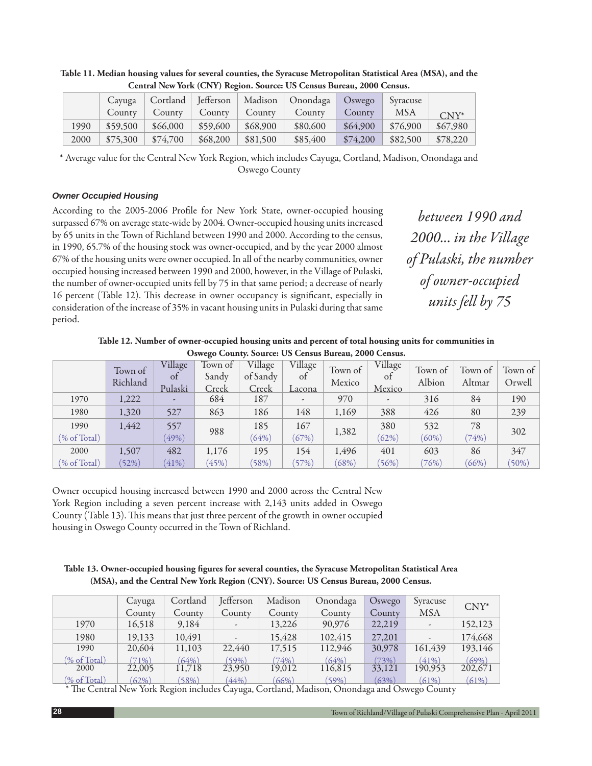**Table 11. Median housing values for several counties, the Syracuse Metropolitan Statistical Area (MSA), and the Central New York (CNY) Region. Source: US Census Bureau, 2000 Census.**

| | Cayuga County | Cortland County | Jefferson County | Madison County | Onondaga County | Oswego County | Syracuse MSA | CNY* |
|---|---|---|---|---|---|---|---|---|
| 1990 | $59,500 | $66,000 | $59,600 | $68,900 | $80,600 | $64,900 | $76,900 | $67,980 |
| 2000 | $75,300 | $74,700 | $68,200 | $81,500 | $85,400 | $74,200 | $82,500 | $78,220 |

* Average value for the Central New York Region, which includes Cayuga, Cortland, Madison, Onondaga and Oswego County

### *Owner Occupied Housing*

According to the 2005-2006 Profile for New York State, owner-occupied housing surpassed 67% on average state-wide by 2004. Owner-occupied housing units increased by 65 units in the Town of Richland between 1990 and 2000. According to the census, in 1990, 65.7% of the housing stock was owner-occupied, and by the year 2000 almost 67% of the housing units were owner occupied. In all of the nearby communities, owner occupied housing increased between 1990 and 2000, however, in the Village of Pulaski, the number of owner-occupied units fell by 75 in that same period; a decrease of nearly 16 percent (Table 12). This decrease in owner occupancy is significant, especially in consideration of the increase of 35% in vacant housing units in Pulaski during that same period.

*between 1990 and 2000... in the Village of Pulaski, the number of owner-occupied units fell by 75*

**Table 12. Number of owner-occupied housing units and percent of total housing units for communities in Oswego County. Source: US Census Bureau, 2000 Census.**

| | Town of Richland | Village of Pulaski | Town of Sandy Creek | Village of Sandy Creek | Village of Lacona | Town of Mexico | Village of Mexico | Town of Albion | Town of Altmar | Town of Orwell |
|---|---|---|---|---|---|---|---|---|---|---|
| 1970 | 1,222 | - | 684 | 187 | - | 970 | - | 316 | 84 | 190 |
| 1980 | 1,320 | 527 | 863 | 186 | 148 | 1,169 | 388 | 426 | 80 | 239 |
| 1990 (% of Total) | 1,442 | 557 (49%) | 988 | 185 (64%) | 167 (67%) | 1,382 | 380 (62%) | 532 (60%) | 78 (74%) | 302 |
| 2000 (% of Total) | 1,507 (52%) | 482 (41%) | 1,176 (45%) | 195 (58%) | 154 (57%) | 1,496 (68%) | 401 (56%) | 603 (76%) | 86 (66%) | 347 (50%) |

Owner occupied housing increased between 1990 and 2000 across the Central New York Region including a seven percent increase with 2,143 units added in Oswego County (Table 13). This means that just three percent of the growth in owner occupied housing in Oswego County occurred in the Town of Richland.

**Table 13. Owner-occupied housing figures for several counties, the Syracuse Metropolitan Statistical Area (MSA), and the Central New York Region (CNY). Source: US Census Bureau, 2000 Census.**

| | Cayuga County | Cortland County | Jefferson County | Madison County | Onondaga County | Oswego County | Syracuse MSA | CNY* |
|---|---|---|---|---|---|---|---|---|
| 1970 | 16,518 | 9,184 | - | 13,226 | 90,976 | 22,219 | - | 152,123 |
| 1980 | 19,133 | 10,491 | - | 15,428 | 102,415 | 27,201 | - | 174,668 |
| 1990 (% of Total) | 20,604 (71%) | 11,103 (64%) | 22,440 (59%) | 17,515 (74%) | 112,946 (64%) | 30,978 (73%) | 161,439 (41%) | 193,146 (69%) |
| 2000 (% of Total) | 22,005 (62%) | 11,718 (58%) | 23,950 (44%) | 19,012 (66%) | 116,815 (59%) | 33,121 (63%) | 190,953 (61%) | 202,671 (61%) |

* The Central New York Region includes Cayuga, Cortland, Madison, Onondaga and Oswego County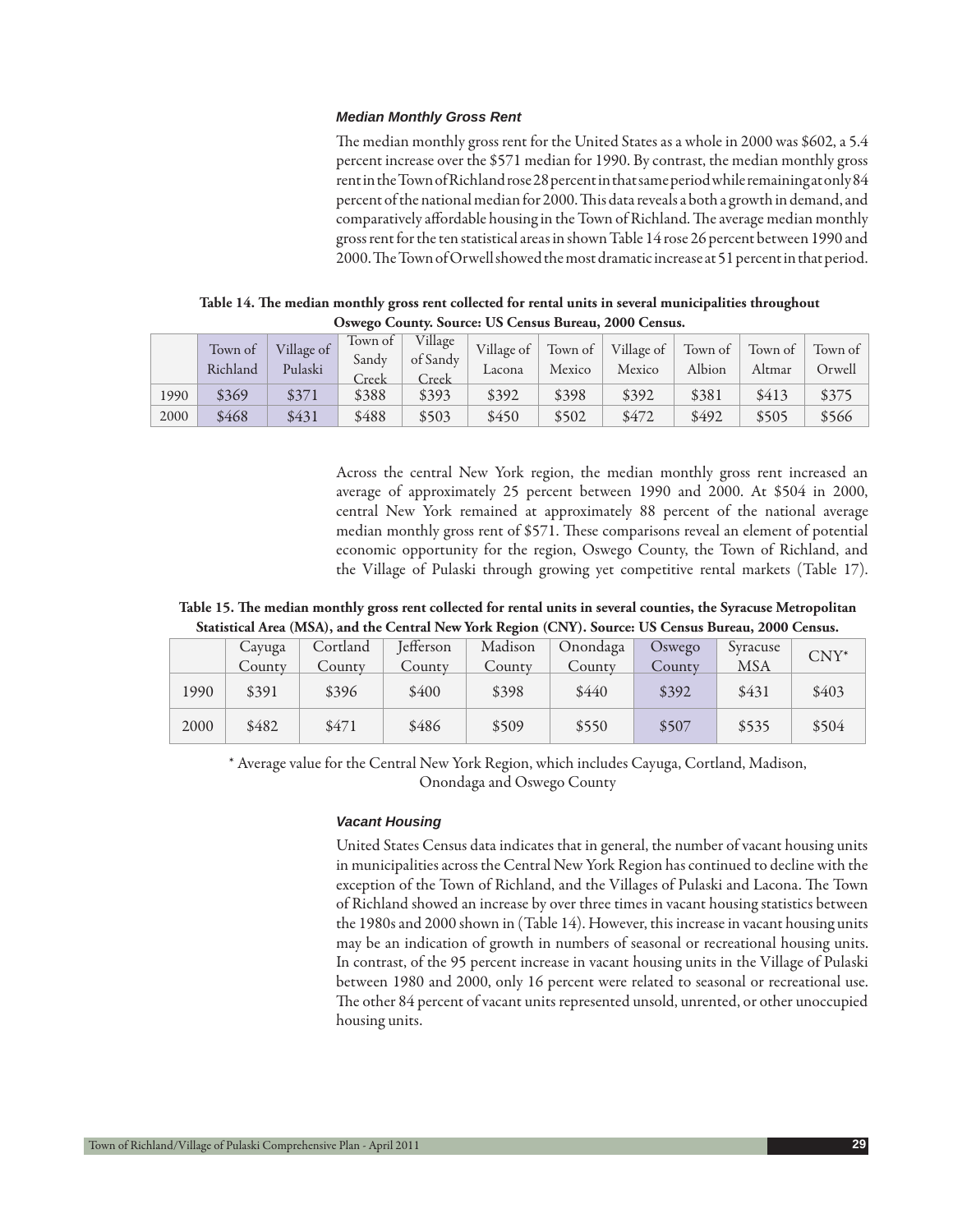### *Median Monthly Gross Rent*

The median monthly gross rent for the United States as a whole in 2000 was $602, a 5.4 percent increase over the $571 median for 1990. By contrast, the median monthly gross rent in the Town of Richland rose 28 percent in that same period while remaining at only 84 percent of the national median for 2000. This data reveals a both a growth in demand, and comparatively affordable housing in the Town of Richland. The average median monthly gross rent for the ten statistical areas in shown Table 14 rose 26 percent between 1990 and 2000. The Town of Orwell showed the most dramatic increase at 51 percent in that period.

**Table 14. The median monthly gross rent collected for rental units in several municipalities throughout Oswego County. Source: US Census Bureau, 2000 Census.**

| | Town of Richland | Village of Pulaski | Town of Sandy Creek | Village of Sandy Creek | Village of Lacona | Town of Mexico | Village of Mexico | Town of Albion | Town of Altmar | Town of Orwell |
|---|---|---|---|---|---|---|---|---|---|---|
| 1990 | $369 | $371 | $388 | $393 | $392 | $398 | $392 | $381 | $413 | $375 |
| 2000 | $468 | $431 | $488 | $503 | $450 | $502 | $472 | $492 | $505 | $566 |

Across the central New York region, the median monthly gross rent increased an average of approximately 25 percent between 1990 and 2000. At $504 in 2000, central New York remained at approximately 88 percent of the national average median monthly gross rent of $571. These comparisons reveal an element of potential economic opportunity for the region, Oswego County, the Town of Richland, and the Village of Pulaski through growing yet competitive rental markets (Table 17).

**Table 15. The median monthly gross rent collected for rental units in several counties, the Syracuse Metropolitan Statistical Area (MSA), and the Central New York Region (CNY). Source: US Census Bureau, 2000 Census.**

| | Cayuga County | Cortland County | Jefferson County | Madison County | Onondaga County | Oswego County | Syracuse MSA | CNY* |
|---|---|---|---|---|---|---|---|---|
| 1990 | $391 | $396 | $400 | $398 | $440 | $392 | $431 | $403 |
| 2000 | $482 | $471 | $486 | $509 | $550 | $507 | $535 | $504 |

\* Average value for the Central New York Region, which includes Cayuga, Cortland, Madison, Onondaga and Oswego County

### *Vacant Housing*

United States Census data indicates that in general, the number of vacant housing units in municipalities across the Central New York Region has continued to decline with the exception of the Town of Richland, and the Villages of Pulaski and Lacona. The Town of Richland showed an increase by over three times in vacant housing statistics between the 1980s and 2000 shown in (Table 14). However, this increase in vacant housing units may be an indication of growth in numbers of seasonal or recreational housing units. In contrast, of the 95 percent increase in vacant housing units in the Village of Pulaski between 1980 and 2000, only 16 percent were related to seasonal or recreational use. The other 84 percent of vacant units represented unsold, unrented, or other unoccupied housing units.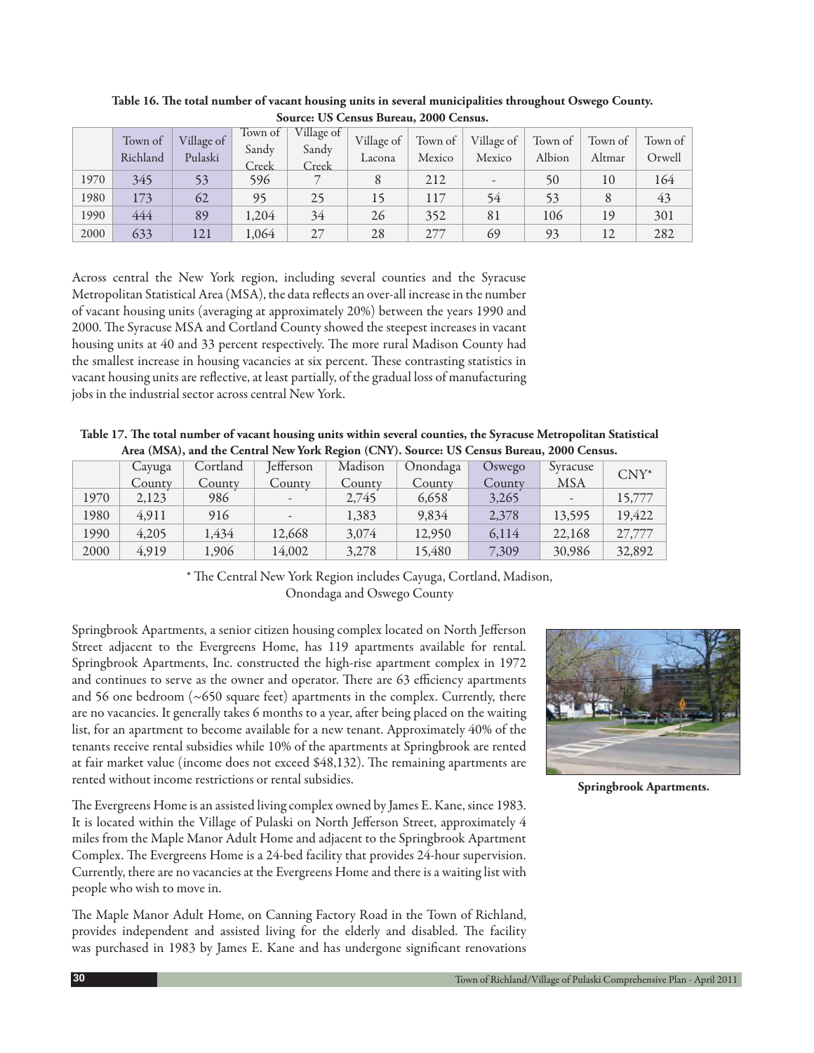**Table 16. The total number of vacant housing units in several municipalities throughout Oswego County. Source: US Census Bureau, 2000 Census.**

| | Town of Richland | Village of Pulaski | Town of Sandy Creek | Village of Sandy Creek | Village of Lacona | Town of Mexico | Village of Mexico | Town of Albion | Town of Altmar | Town of Orwell |
|---|---|---|---|---|---|---|---|---|---|---|
| 1970 | 345 | 53 | 596 | 7 | 8 | 212 | - | 50 | 10 | 164 |
| 1980 | 173 | 62 | 95 | 25 | 15 | 117 | 54 | 53 | 8 | 43 |
| 1990 | 444 | 89 | 1,204 | 34 | 26 | 352 | 81 | 106 | 19 | 301 |
| 2000 | 633 | 121 | 1,064 | 27 | 28 | 277 | 69 | 93 | 12 | 282 |

Across central the New York region, including several counties and the Syracuse Metropolitan Statistical Area (MSA), the data reflects an over-all increase in the number of vacant housing units (averaging at approximately 20%) between the years 1990 and 2000. The Syracuse MSA and Cortland County showed the steepest increases in vacant housing units at 40 and 33 percent respectively. The more rural Madison County had the smallest increase in housing vacancies at six percent. These contrasting statistics in vacant housing units are reflective, at least partially, of the gradual loss of manufacturing jobs in the industrial sector across central New York.

**Table 17. The total number of vacant housing units within several counties, the Syracuse Metropolitan Statistical Area (MSA), and the Central New York Region (CNY). Source: US Census Bureau, 2000 Census.**

| | Cayuga County | Cortland County | Jefferson County | Madison County | Onondaga County | Oswego County | Syracuse MSA | CNY* |
|---|---|---|---|---|---|---|---|---|
| 1970 | 2,123 | 986 | - | 2,745 | 6,658 | 3,265 | - | 15,777 |
| 1980 | 4,911 | 916 | - | 1,383 | 9,834 | 2,378 | 13,595 | 19,422 |
| 1990 | 4,205 | 1,434 | 12,668 | 3,074 | 12,950 | 6,114 | 22,168 | 27,777 |
| 2000 | 4,919 | 1,906 | 14,002 | 3,278 | 15,480 | 7,309 | 30,986 | 32,892 |

* The Central New York Region includes Cayuga, Cortland, Madison, Onondaga and Oswego County

Springbrook Apartments, a senior citizen housing complex located on North Jefferson Street adjacent to the Evergreens Home, has 119 apartments available for rental. Springbrook Apartments, Inc. constructed the high-rise apartment complex in 1972 and continues to serve as the owner and operator. There are 63 efficiency apartments and 56 one bedroom (~650 square feet) apartments in the complex. Currently, there are no vacancies. It generally takes 6 months to a year, after being placed on the waiting list, for an apartment to become available for a new tenant. Approximately 40% of the tenants receive rental subsidies while 10% of the apartments at Springbrook are rented at fair market value (income does not exceed $48,132). The remaining apartments are rented without income restrictions or rental subsidies.

**Springbrook Apartments.**

The Evergreens Home is an assisted living complex owned by James E. Kane, since 1983. It is located within the Village of Pulaski on North Jefferson Street, approximately 4 miles from the Maple Manor Adult Home and adjacent to the Springbrook Apartment Complex. The Evergreens Home is a 24-bed facility that provides 24-hour supervision. Currently, there are no vacancies at the Evergreens Home and there is a waiting list with people who wish to move in.

The Maple Manor Adult Home, on Canning Factory Road in the Town of Richland, provides independent and assisted living for the elderly and disabled. The facility was purchased in 1983 by James E. Kane and has undergone significant renovations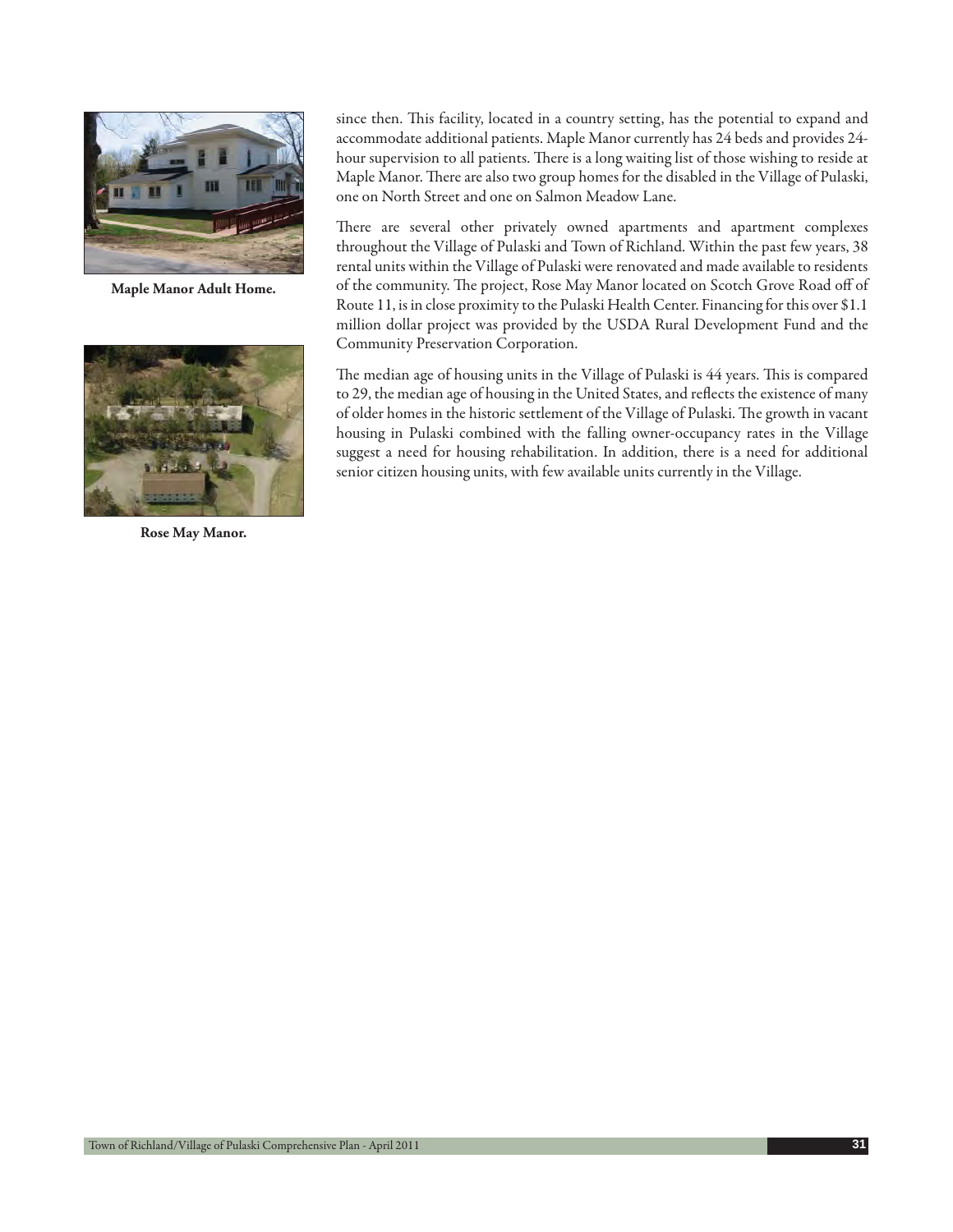since then. This facility, located in a country setting, has the potential to expand and accommodate additional patients. Maple Manor currently has 24 beds and provides 24-hour supervision to all patients. There is a long waiting list of those wishing to reside at Maple Manor. There are also two group homes for the disabled in the Village of Pulaski, one on North Street and one on Salmon Meadow Lane.

**Maple Manor Adult Home.**

There are several other privately owned apartments and apartment complexes throughout the Village of Pulaski and Town of Richland. Within the past few years, 38 rental units within the Village of Pulaski were renovated and made available to residents of the community. The project, Rose May Manor located on Scotch Grove Road off of Route 11, is in close proximity to the Pulaski Health Center. Financing for this over $1.1 million dollar project was provided by the USDA Rural Development Fund and the Community Preservation Corporation.

**Rose May Manor.**

The median age of housing units in the Village of Pulaski is 44 years. This is compared to 29, the median age of housing in the United States, and reflects the existence of many of older homes in the historic settlement of the Village of Pulaski. The growth in vacant housing in Pulaski combined with the falling owner-occupancy rates in the Village suggest a need for housing rehabilitation. In addition, there is a need for additional senior citizen housing units, with few available units currently in the Village.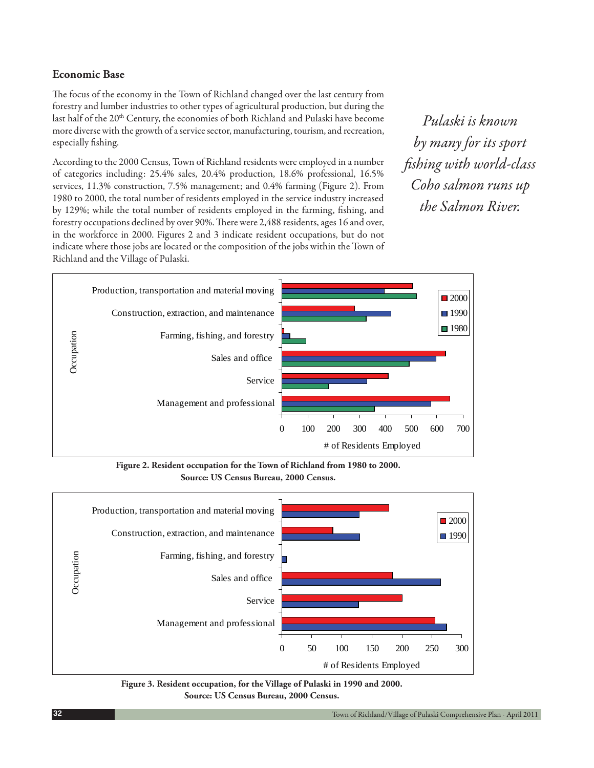## Economic Base

The focus of the economy in the Town of Richland changed over the last century from forestry and lumber industries to other types of agricultural production, but during the last half of the 20th Century, the economies of both Richland and Pulaski have become more diverse with the growth of a service sector, manufacturing, tourism, and recreation, especially fishing.

According to the 2000 Census, Town of Richland residents were employed in a number of categories including: 25.4% sales, 20.4% production, 18.6% professional, 16.5% services, 11.3% construction, 7.5% management; and 0.4% farming (Figure 2). From 1980 to 2000, the total number of residents employed in the service industry increased by 129%; while the total number of residents employed in the farming, fishing, and forestry occupations declined by over 90%. There were 2,488 residents, ages 16 and over, in the workforce in 2000. Figures 2 and 3 indicate resident occupations, but do not indicate where those jobs are located or the composition of the jobs within the Town of Richland and the Village of Pulaski.

*Pulaski is known by many for its sport fishing with world-class Coho salmon runs up the Salmon River.*

**Figure 2. Resident occupation for the Town of Richland from 1980 to 2000. Source: US Census Bureau, 2000 Census.**

**Figure 3. Resident occupation, for the Village of Pulaski in 1990 and 2000. Source: US Census Bureau, 2000 Census.**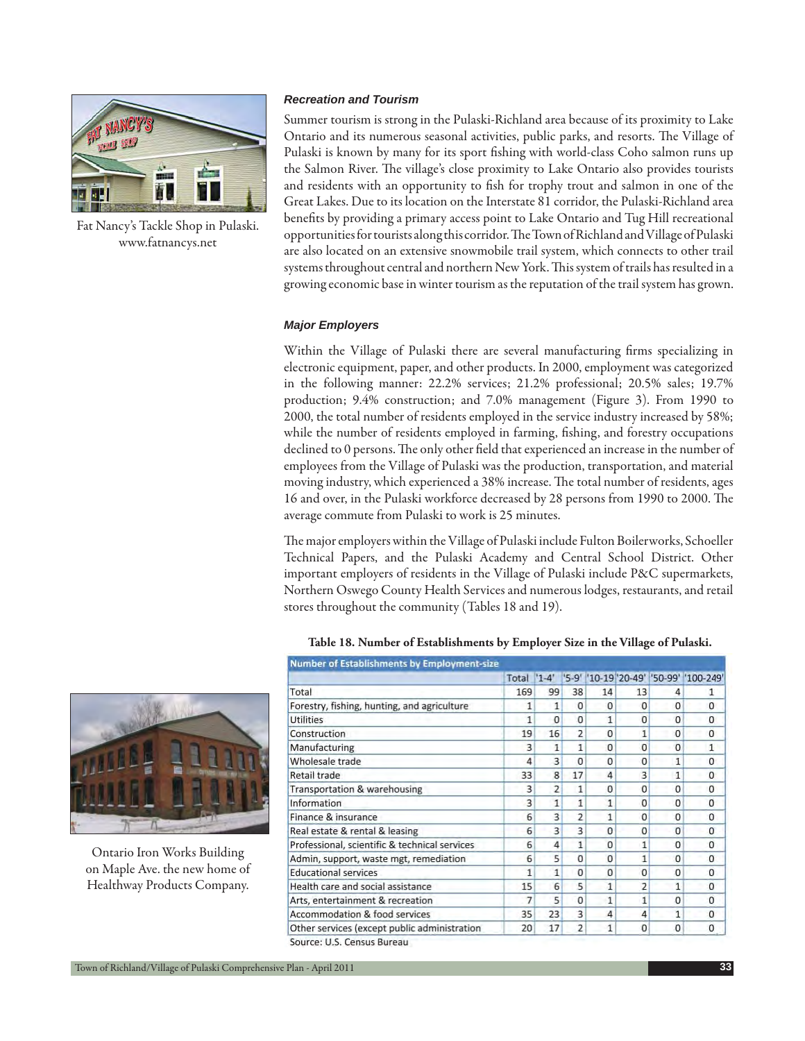Fat Nancy's Tackle Shop in Pulaski. www.fatnancys.net

### Recreation and Tourism

Summer tourism is strong in the Pulaski-Richland area because of its proximity to Lake Ontario and its numerous seasonal activities, public parks, and resorts. The Village of Pulaski is known by many for its sport fishing with world-class Coho salmon runs up the Salmon River. The village's close proximity to Lake Ontario also provides tourists and residents with an opportunity to fish for trophy trout and salmon in one of the Great Lakes. Due to its location on the Interstate 81 corridor, the Pulaski-Richland area benefits by providing a primary access point to Lake Ontario and Tug Hill recreational opportunities for tourists along this corridor. The Town of Richland and Village of Pulaski are also located on an extensive snowmobile trail system, which connects to other trail systems throughout central and northern New York. This system of trails has resulted in a growing economic base in winter tourism as the reputation of the trail system has grown.

### Major Employers

Within the Village of Pulaski there are several manufacturing firms specializing in electronic equipment, paper, and other products. In 2000, employment was categorized in the following manner: 22.2% services; 21.2% professional; 20.5% sales; 19.7% production; 9.4% construction; and 7.0% management (Figure 3). From 1990 to 2000, the total number of residents employed in the service industry increased by 58%; while the number of residents employed in farming, fishing, and forestry occupations declined to 0 persons. The only other field that experienced an increase in the number of employees from the Village of Pulaski was the production, transportation, and material moving industry, which experienced a 38% increase. The total number of residents, ages 16 and over, in the Pulaski workforce decreased by 28 persons from 1990 to 2000. The average commute from Pulaski to work is 25 minutes.

The major employers within the Village of Pulaski include Fulton Boilerworks, Schoeller Technical Papers, and the Pulaski Academy and Central School District. Other important employers of residents in the Village of Pulaski include P&C supermarkets, Northern Oswego County Health Services and numerous lodges, restaurants, and retail stores throughout the community (Tables 18 and 19).

Ontario Iron Works Building on Maple Ave. the new home of Healthway Products Company.

**Table 18. Number of Establishments by Employer Size in the Village of Pulaski.**

| Number of Establishments by Employment-size | Total | '1-4' | '5-9' | '10-19' | '20-49' | '50-99' | '100-249' |
|---|---|---|---|---|---|---|---|
| Total | 169 | 99 | 38 | 14 | 13 | 4 | 1 |
| Forestry, fishing, hunting, and agriculture | 1 | 1 | 0 | 0 | 0 | 0 | 0 |
| Utilities | 1 | 0 | 0 | 1 | 0 | 0 | 0 |
| Construction | 19 | 16 | 2 | 0 | 1 | 0 | 0 |
| Manufacturing | 3 | 1 | 1 | 0 | 0 | 0 | 1 |
| Wholesale trade | 4 | 3 | 0 | 0 | 0 | 1 | 0 |
| Retail trade | 33 | 8 | 17 | 4 | 3 | 1 | 0 |
| Transportation & warehousing | 3 | 2 | 1 | 0 | 0 | 0 | 0 |
| Information | 3 | 1 | 1 | 1 | 0 | 0 | 0 |
| Finance & insurance | 6 | 3 | 2 | 1 | 0 | 0 | 0 |
| Real estate & rental & leasing | 6 | 3 | 3 | 0 | 0 | 0 | 0 |
| Professional, scientific & technical services | 6 | 4 | 1 | 0 | 1 | 0 | 0 |
| Admin, support, waste mgt, remediation | 6 | 5 | 0 | 0 | 1 | 0 | 0 |
| Educational services | 1 | 1 | 0 | 0 | 0 | 0 | 0 |
| Health care and social assistance | 15 | 6 | 5 | 1 | 2 | 1 | 0 |
| Arts, entertainment & recreation | 7 | 5 | 0 | 1 | 1 | 0 | 0 |
| Accommodation & food services | 35 | 23 | 3 | 4 | 4 | 1 | 0 |
| Other services (except public administration | 20 | 17 | 2 | 1 | 0 | 0 | 0 |

Source: U.S. Census Bureau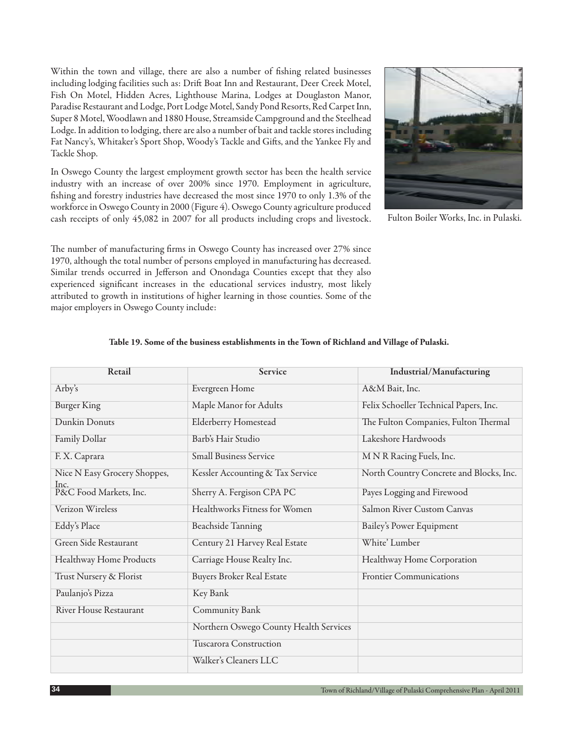Within the town and village, there are also a number of fishing related businesses including lodging facilities such as: Drift Boat Inn and Restaurant, Deer Creek Motel, Fish On Motel, Hidden Acres, Lighthouse Marina, Lodges at Douglaston Manor, Paradise Restaurant and Lodge, Port Lodge Motel, Sandy Pond Resorts, Red Carpet Inn, Super 8 Motel, Woodlawn and 1880 House, Streamside Campground and the Steelhead Lodge. In addition to lodging, there are also a number of bait and tackle stores including Fat Nancy's, Whitaker's Sport Shop, Woody's Tackle and Gifts, and the Yankee Fly and Tackle Shop.

In Oswego County the largest employment growth sector has been the health service industry with an increase of over 200% since 1970. Employment in agriculture, fishing and forestry industries have decreased the most since 1970 to only 1.3% of the workforce in Oswego County in 2000 (Figure 4). Oswego County agriculture produced cash receipts of only 45,082 in 2007 for all products including crops and livestock.

Fulton Boiler Works, Inc. in Pulaski.

The number of manufacturing firms in Oswego County has increased over 27% since 1970, although the total number of persons employed in manufacturing has decreased. Similar trends occurred in Jefferson and Onondaga Counties except that they also experienced significant increases in the educational services industry, most likely attributed to growth in institutions of higher learning in those counties. Some of the major employers in Oswego County include:

**Table 19. Some of the business establishments in the Town of Richland and Village of Pulaski.**

| Retail | Service | Industrial/Manufacturing |
|---|---|---|
| Arby's | Evergreen Home | A&M Bait, Inc. |
| Burger King | Maple Manor for Adults | Felix Schoeller Technical Papers, Inc. |
| Dunkin Donuts | Elderberry Homestead | The Fulton Companies, Fulton Thermal |
| Family Dollar | Barb's Hair Studio | Lakeshore Hardwoods |
| F. X. Caprara | Small Business Service | M N R Racing Fuels, Inc. |
| Nice N Easy Grocery Shoppes, Inc. | Kessler Accounting & Tax Service | North Country Concrete and Blocks, Inc. |
| P&C Food Markets, Inc. | Sherry A. Fergison CPA PC | Payes Logging and Firewood |
| Verizon Wireless | Healthworks Fitness for Women | Salmon River Custom Canvas |
| Eddy's Place | Beachside Tanning | Bailey's Power Equipment |
| Green Side Restaurant | Century 21 Harvey Real Estate | White' Lumber |
| Healthway Home Products | Carriage House Realty Inc. | Healthway Home Corporation |
| Trust Nursery & Florist | Buyers Broker Real Estate | Frontier Communications |
| Paulanjo's Pizza | Key Bank | |
| River House Restaurant | Community Bank | |
| | Northern Oswego County Health Services | |
| | Tuscarora Construction | |
| | Walker's Cleaners LLC | |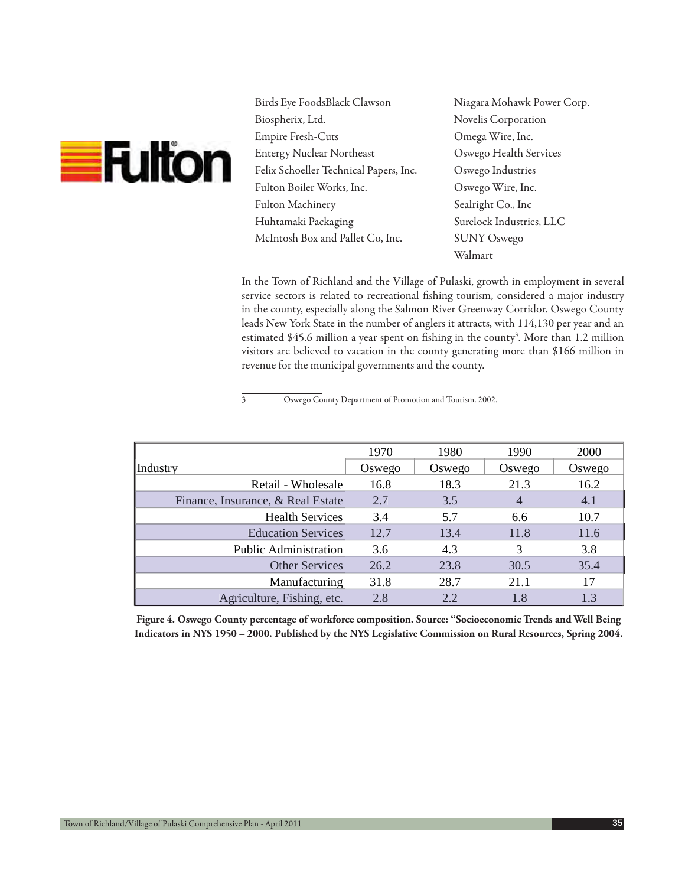- Birds Eye FoodsBlack Clawson
- Biospherix, Ltd.
- Empire Fresh-Cuts
- Entergy Nuclear Northeast
- Felix Schoeller Technical Papers, Inc.
- Fulton Boiler Works, Inc.
- Fulton Machinery
- Huhtamaki Packaging
- McIntosh Box and Pallet Co, Inc.
- Niagara Mohawk Power Corp.
- Novelis Corporation
- Omega Wire, Inc.
- Oswego Health Services
- Oswego Industries
- Oswego Wire, Inc.
- Sealright Co., Inc
- Surelock Industries, LLC
- SUNY Oswego
- Walmart

In the Town of Richland and the Village of Pulaski, growth in employment in several service sectors is related to recreational fishing tourism, considered a major industry in the county, especially along the Salmon River Greenway Corridor. Oswego County leads New York State in the number of anglers it attracts, with 114,130 per year and an estimated $45.6 million a year spent on fishing in the county[3]. More than 1.2 million visitors are believed to vacation in the county generating more than $166 million in revenue for the municipal governments and the county.

3 Oswego County Department of Promotion and Tourism. 2002.

| Industry | 1970 Oswego | 1980 Oswego | 1990 Oswego | 2000 Oswego |
|---|---|---|---|---|
| Retail - Wholesale | 16.8 | 18.3 | 21.3 | 16.2 |
| Finance, Insurance, & Real Estate | 2.7 | 3.5 | 4 | 4.1 |
| Health Services | 3.4 | 5.7 | 6.6 | 10.7 |
| Education Services | 12.7 | 13.4 | 11.8 | 11.6 |
| Public Administration | 3.6 | 4.3 | 3 | 3.8 |
| Other Services | 26.2 | 23.8 | 30.5 | 35.4 |
| Manufacturing | 31.8 | 28.7 | 21.1 | 17 |
| Agriculture, Fishing, etc. | 2.8 | 2.2 | 1.8 | 1.3 |

**Figure 4. Oswego County percentage of workforce composition. Source: "Socioeconomic Trends and Well Being Indicators in NYS 1950 – 2000. Published by the NYS Legislative Commission on Rural Resources, Spring 2004.**